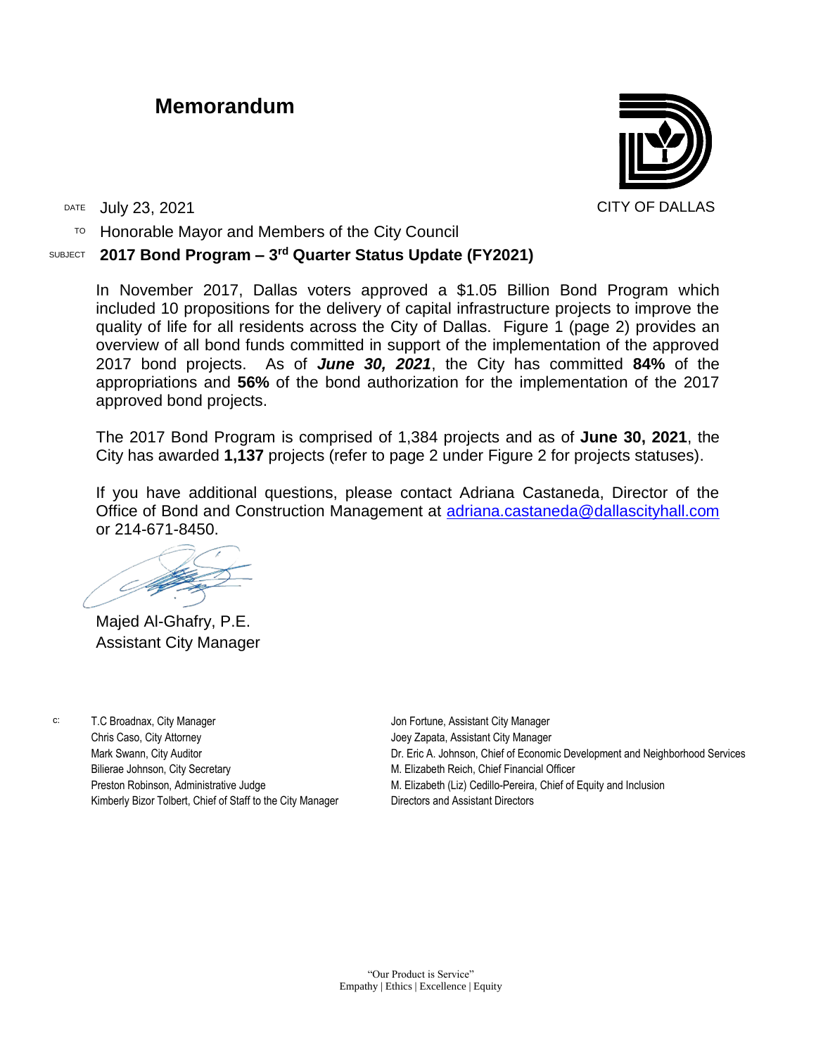# Memorandum

CITY OF DALLAS

DATE July 23, 2021

TO Honorable Mayor and Members of the City Council

SUBJECT **2017 Bond Program – 3rd Quarter Status Update (FY2021)**

In November 2017, Dallas voters approved a $1.05 Billion Bond Program which included 10 propositions for the delivery of capital infrastructure projects to improve the quality of life for all residents across the City of Dallas. Figure 1 (page 2) provides an overview of all bond funds committed in support of the implementation of the approved 2017 bond projects. As of ***June 30, 2021***, the City has committed **84%** of the appropriations and **56%** of the bond authorization for the implementation of the 2017 approved bond projects.

The 2017 Bond Program is comprised of 1,384 projects and as of **June 30, 2021**, the City has awarded **1,137** projects (refer to page 2 under Figure 2 for projects statuses).

If you have additional questions, please contact Adriana Castaneda, Director of the Office of Bond and Construction Management at adriana.castaneda@dallascityhall.com or 214-671-8450.

Majed Al-Ghafry, P.E.
Assistant City Manager

c: T.C Broadnax, City Manager
Chris Caso, City Attorney
Mark Swann, City Auditor
Bilierae Johnson, City Secretary
Preston Robinson, Administrative Judge
Kimberly Bizor Tolbert, Chief of Staff to the City Manager
Jon Fortune, Assistant City Manager
Joey Zapata, Assistant City Manager
Dr. Eric A. Johnson, Chief of Economic Development and Neighborhood Services
M. Elizabeth Reich, Chief Financial Officer
M. Elizabeth (Liz) Cedillo-Pereira, Chief of Equity and Inclusion
Directors and Assistant Directors

"Our Product is Service"
Empathy | Ethics | Excellence | Equity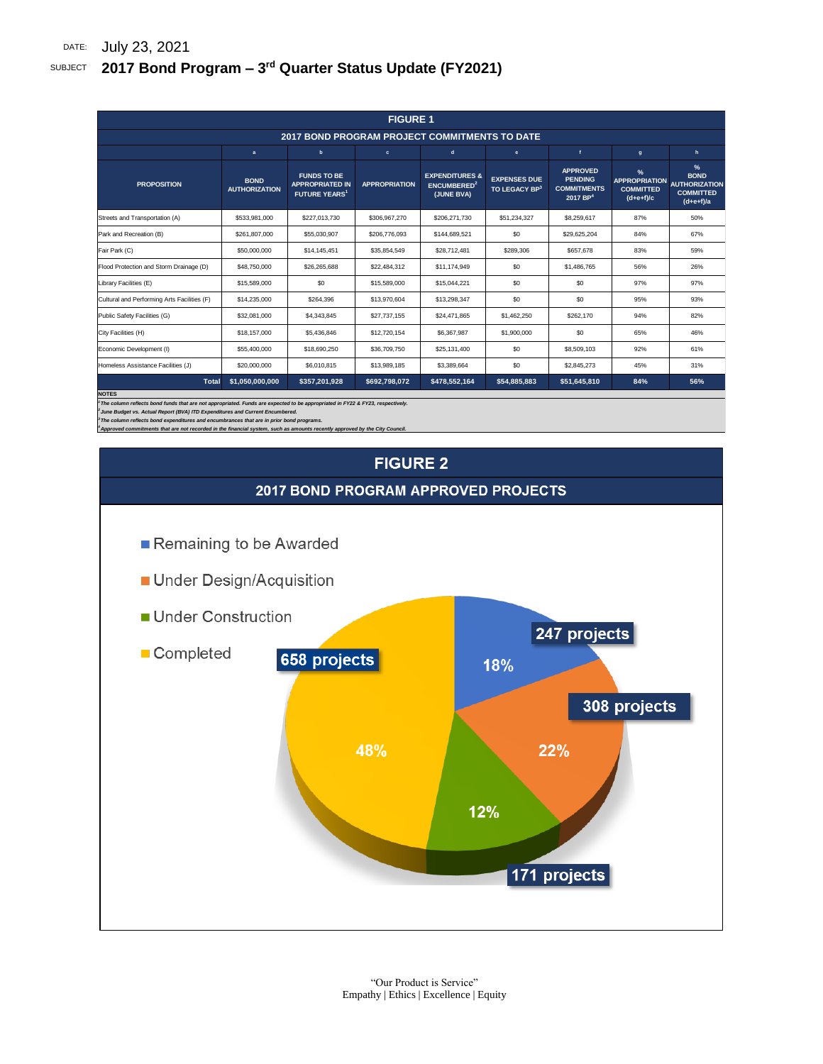DATE: July 23, 2021

SUBJECT **2017 Bond Program – 3rd Quarter Status Update (FY2021)**

**FIGURE 1**

**2017 BOND PROGRAM PROJECT COMMITMENTS TO DATE**

| | a | b | c | d | e | f | g | h |
|---|---|---|---|---|---|---|---|---|
| PROPOSITION | BOND AUTHORIZATION | FUNDS TO BE APPROPRIATED IN FUTURE YEARS[1] | APPROPRIATION | EXPENDITURES & ENCUMBERED[2] (JUNE BVA) | EXPENSES DUE TO LEGACY BP[3] | APPROVED PENDING COMMITMENTS 2017 BP[4] | % APPROPRIATION COMMITTED (d+e+f)/c | % BOND AUTHORIZATION COMMITTED (d+e+f)/a |
| Streets and Transportation (A) | $533,981,000 | $227,013,730 | $306,967,270 | $206,271,730 | $51,234,327 | $8,259,617 | 87% | 50% |
| Park and Recreation (B) | $261,807,000 | $55,030,907 | $206,776,093 | $144,689,521 | $0 | $29,625,204 | 84% | 67% |
| Fair Park (C) | $50,000,000 | $14,145,451 | $35,854,549 | $28,712,481 | $289,306 | $657,678 | 83% | 59% |
| Flood Protection and Storm Drainage (D) | $48,750,000 | $26,265,688 | $22,484,312 | $11,174,949 | $0 | $1,486,765 | 56% | 26% |
| Library Facilities (E) | $15,589,000 | $0 | $15,589,000 | $15,044,221 | $0 | $0 | 97% | 97% |
| Cultural and Performing Arts Facilities (F) | $14,235,000 | $264,396 | $13,970,604 | $13,298,347 | $0 | $0 | 95% | 93% |
| Public Safety Facilities (G) | $32,081,000 | $4,343,845 | $27,737,155 | $24,471,865 | $1,462,250 | $262,170 | 94% | 82% |
| City Facilities (H) | $18,157,000 | $5,436,846 | $12,720,154 | $6,367,987 | $1,900,000 | $0 | 65% | 46% |
| Economic Development (I) | $55,400,000 | $18,690,250 | $36,709,750 | $25,131,400 | $0 | $8,509,103 | 92% | 61% |
| Homeless Assistance Facilities (J) | $20,000,000 | $6,010,815 | $13,989,185 | $3,389,664 | $0 | $2,845,273 | 45% | 31% |
| **Total** | **$1,050,000,000** | **$357,201,928** | **$692,798,072** | **$478,552,164** | **$54,885,883** | **$51,645,810** | **84%** | **56%** |

**NOTES**

*[1] The column reflects bond funds that are not appropriated. Funds are expected to be appropriated in FY22 & FY23, respectively.*

*[2] June Budget vs. Actual Report (BVA) ITD Expenditures and Current Encumbered.*

*[3] The column reflects bond expenditures and encumbrances that are in prior bond programs.*

*[4] Approved commitments that are not recorded in the financial system, such as amounts recently approved by the City Council.*

**FIGURE 2**

**2017 BOND PROGRAM APPROVED PROJECTS**

Remaining to be Awarded
Under Design/Acquisition
Under Construction
Completed

247 projects
18%
308 projects
22%
171 projects
12%
658 projects
48%

"Our Product is Service"
Empathy | Ethics | Excellence | Equity